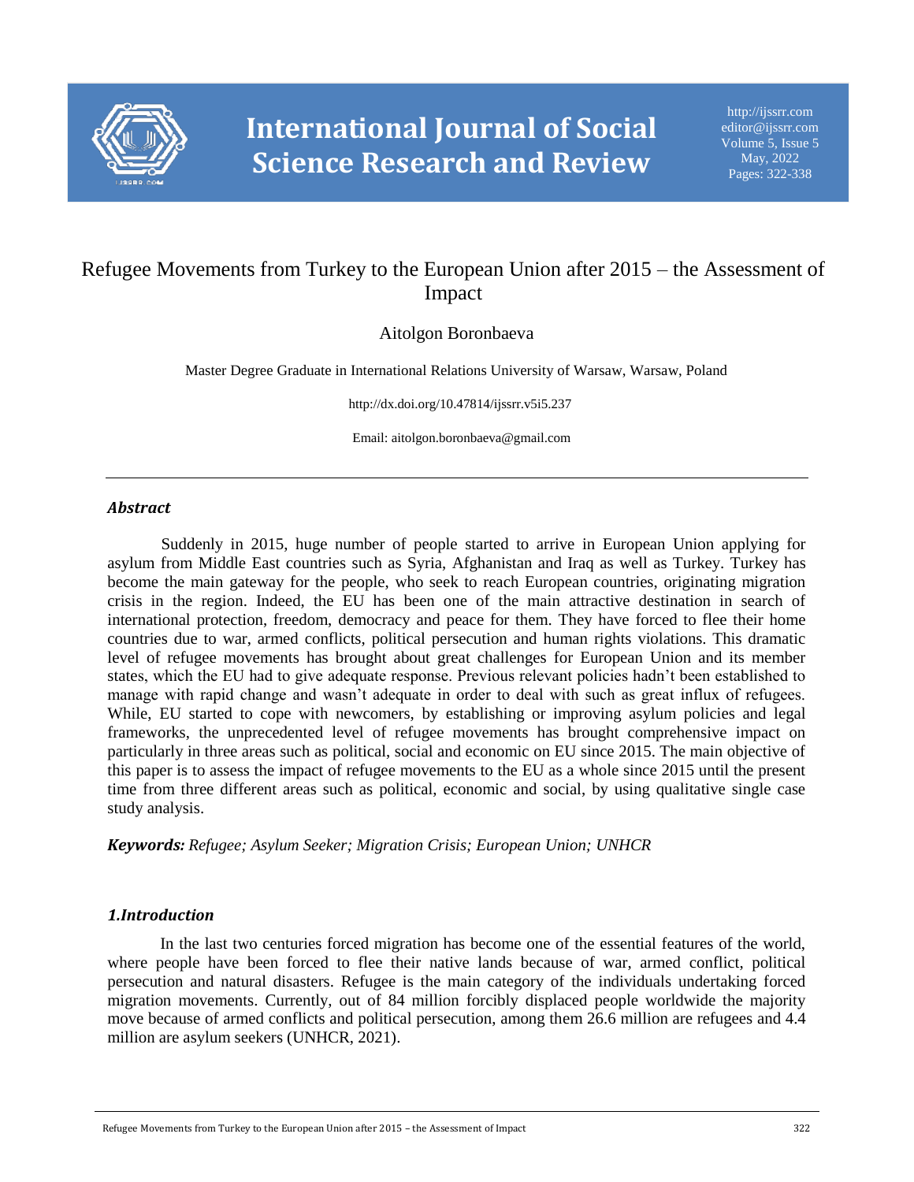# Refugee Movements from Turkey to the European Union after 2015 – the Assessment of Impact

Aitolgon Boronbaeva

Master Degree Graduate in International Relations University of Warsaw, Warsaw, Poland

http://dx.doi.org/10.47814/ijssrr.v5i5.237

Email: aitolgon.boronbaeva@gmail.com

---

## *Abstract*

Suddenly in 2015, huge number of people started to arrive in European Union applying for asylum from Middle East countries such as Syria, Afghanistan and Iraq as well as Turkey. Turkey has become the main gateway for the people, who seek to reach European countries, originating migration crisis in the region. Indeed, the EU has been one of the main attractive destination in search of international protection, freedom, democracy and peace for them. They have forced to flee their home countries due to war, armed conflicts, political persecution and human rights violations. This dramatic level of refugee movements has brought about great challenges for European Union and its member states, which the EU had to give adequate response. Previous relevant policies hadn't been established to manage with rapid change and wasn't adequate in order to deal with such as great influx of refugees. While, EU started to cope with newcomers, by establishing or improving asylum policies and legal frameworks, the unprecedented level of refugee movements has brought comprehensive impact on particularly in three areas such as political, social and economic on EU since 2015. The main objective of this paper is to assess the impact of refugee movements to the EU as a whole since 2015 until the present time from three different areas such as political, economic and social, by using qualitative single case study analysis.

***Keywords:*** *Refugee; Asylum Seeker; Migration Crisis; European Union; UNHCR*

## *1.Introduction*

In the last two centuries forced migration has become one of the essential features of the world, where people have been forced to flee their native lands because of war, armed conflict, political persecution and natural disasters. Refugee is the main category of the individuals undertaking forced migration movements. Currently, out of 84 million forcibly displaced people worldwide the majority move because of armed conflicts and political persecution, among them 26.6 million are refugees and 4.4 million are asylum seekers (UNHCR, 2021).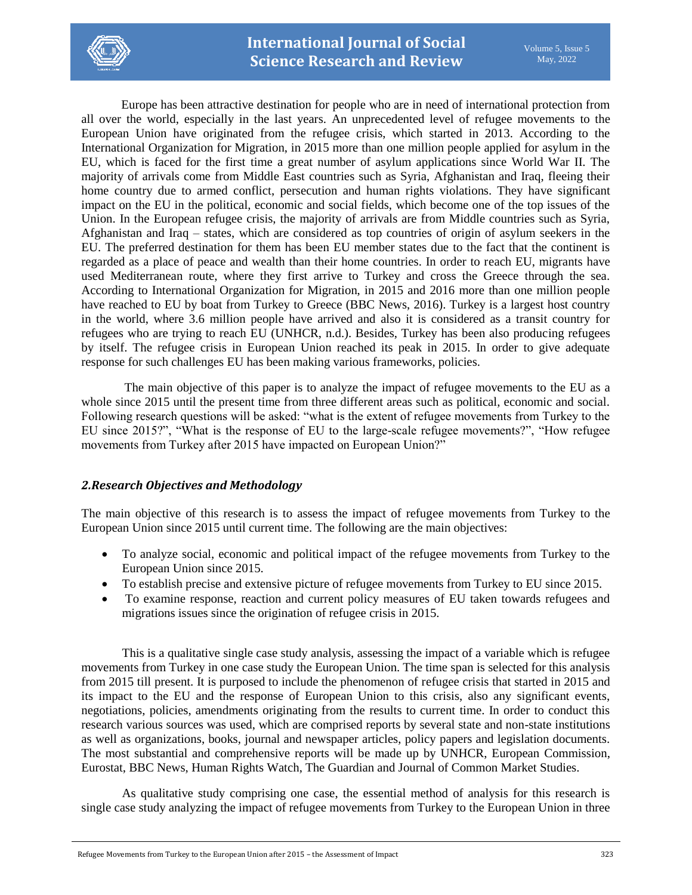Europe has been attractive destination for people who are in need of international protection from all over the world, especially in the last years. An unprecedented level of refugee movements to the European Union have originated from the refugee crisis, which started in 2013. According to the International Organization for Migration, in 2015 more than one million people applied for asylum in the EU, which is faced for the first time a great number of asylum applications since World War II. The majority of arrivals come from Middle East countries such as Syria, Afghanistan and Iraq, fleeing their home country due to armed conflict, persecution and human rights violations. They have significant impact on the EU in the political, economic and social fields, which become one of the top issues of the Union. In the European refugee crisis, the majority of arrivals are from Middle countries such as Syria, Afghanistan and Iraq – states, which are considered as top countries of origin of asylum seekers in the EU. The preferred destination for them has been EU member states due to the fact that the continent is regarded as a place of peace and wealth than their home countries. In order to reach EU, migrants have used Mediterranean route, where they first arrive to Turkey and cross the Greece through the sea. According to International Organization for Migration, in 2015 and 2016 more than one million people have reached to EU by boat from Turkey to Greece (BBC News, 2016). Turkey is a largest host country in the world, where 3.6 million people have arrived and also it is considered as a transit country for refugees who are trying to reach EU (UNHCR, n.d.). Besides, Turkey has been also producing refugees by itself. The refugee crisis in European Union reached its peak in 2015. In order to give adequate response for such challenges EU has been making various frameworks, policies.

The main objective of this paper is to analyze the impact of refugee movements to the EU as a whole since 2015 until the present time from three different areas such as political, economic and social. Following research questions will be asked: "what is the extent of refugee movements from Turkey to the EU since 2015?", "What is the response of EU to the large-scale refugee movements?", "How refugee movements from Turkey after 2015 have impacted on European Union?"

## *2.Research Objectives and Methodology*

The main objective of this research is to assess the impact of refugee movements from Turkey to the European Union since 2015 until current time. The following are the main objectives:

- To analyze social, economic and political impact of the refugee movements from Turkey to the European Union since 2015.
- To establish precise and extensive picture of refugee movements from Turkey to EU since 2015.
- To examine response, reaction and current policy measures of EU taken towards refugees and migrations issues since the origination of refugee crisis in 2015.

This is a qualitative single case study analysis, assessing the impact of a variable which is refugee movements from Turkey in one case study the European Union. The time span is selected for this analysis from 2015 till present. It is purposed to include the phenomenon of refugee crisis that started in 2015 and its impact to the EU and the response of European Union to this crisis, also any significant events, negotiations, policies, amendments originating from the results to current time. In order to conduct this research various sources was used, which are comprised reports by several state and non-state institutions as well as organizations, books, journal and newspaper articles, policy papers and legislation documents. The most substantial and comprehensive reports will be made up by UNHCR, European Commission, Eurostat, BBC News, Human Rights Watch, The Guardian and Journal of Common Market Studies.

As qualitative study comprising one case, the essential method of analysis for this research is single case study analyzing the impact of refugee movements from Turkey to the European Union in three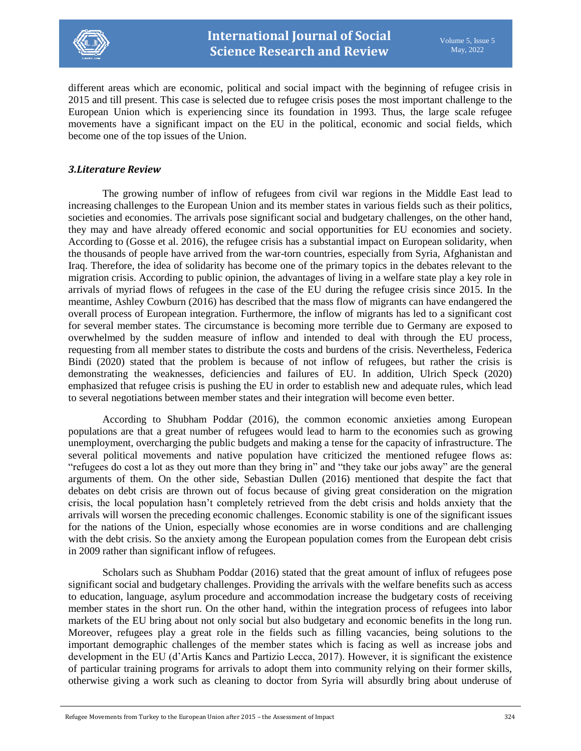different areas which are economic, political and social impact with the beginning of refugee crisis in 2015 and till present. This case is selected due to refugee crisis poses the most important challenge to the European Union which is experiencing since its foundation in 1993. Thus, the large scale refugee movements have a significant impact on the EU in the political, economic and social fields, which become one of the top issues of the Union.

### *3.Literature Review*

The growing number of inflow of refugees from civil war regions in the Middle East lead to increasing challenges to the European Union and its member states in various fields such as their politics, societies and economies. The arrivals pose significant social and budgetary challenges, on the other hand, they may and have already offered economic and social opportunities for EU economies and society. According to (Gosse et al. 2016), the refugee crisis has a substantial impact on European solidarity, when the thousands of people have arrived from the war-torn countries, especially from Syria, Afghanistan and Iraq. Therefore, the idea of solidarity has become one of the primary topics in the debates relevant to the migration crisis. According to public opinion, the advantages of living in a welfare state play a key role in arrivals of myriad flows of refugees in the case of the EU during the refugee crisis since 2015. In the meantime, Ashley Cowburn (2016) has described that the mass flow of migrants can have endangered the overall process of European integration. Furthermore, the inflow of migrants has led to a significant cost for several member states. The circumstance is becoming more terrible due to Germany are exposed to overwhelmed by the sudden measure of inflow and intended to deal with through the EU process, requesting from all member states to distribute the costs and burdens of the crisis. Nevertheless, Federica Bindi (2020) stated that the problem is because of not inflow of refugees, but rather the crisis is demonstrating the weaknesses, deficiencies and failures of EU. In addition, Ulrich Speck (2020) emphasized that refugee crisis is pushing the EU in order to establish new and adequate rules, which lead to several negotiations between member states and their integration will become even better.

According to Shubham Poddar (2016), the common economic anxieties among European populations are that a great number of refugees would lead to harm to the economies such as growing unemployment, overcharging the public budgets and making a tense for the capacity of infrastructure. The several political movements and native population have criticized the mentioned refugee flows as: "refugees do cost a lot as they out more than they bring in" and "they take our jobs away" are the general arguments of them. On the other side, Sebastian Dullen (2016) mentioned that despite the fact that debates on debt crisis are thrown out of focus because of giving great consideration on the migration crisis, the local population hasn't completely retrieved from the debt crisis and holds anxiety that the arrivals will worsen the preceding economic challenges. Economic stability is one of the significant issues for the nations of the Union, especially whose economies are in worse conditions and are challenging with the debt crisis. So the anxiety among the European population comes from the European debt crisis in 2009 rather than significant inflow of refugees.

Scholars such as Shubham Poddar (2016) stated that the great amount of influx of refugees pose significant social and budgetary challenges. Providing the arrivals with the welfare benefits such as access to education, language, asylum procedure and accommodation increase the budgetary costs of receiving member states in the short run. On the other hand, within the integration process of refugees into labor markets of the EU bring about not only social but also budgetary and economic benefits in the long run. Moreover, refugees play a great role in the fields such as filling vacancies, being solutions to the important demographic challenges of the member states which is facing as well as increase jobs and development in the EU (d'Artis Kancs and Partizio Lecca, 2017). However, it is significant the existence of particular training programs for arrivals to adopt them into community relying on their former skills, otherwise giving a work such as cleaning to doctor from Syria will absurdly bring about underuse of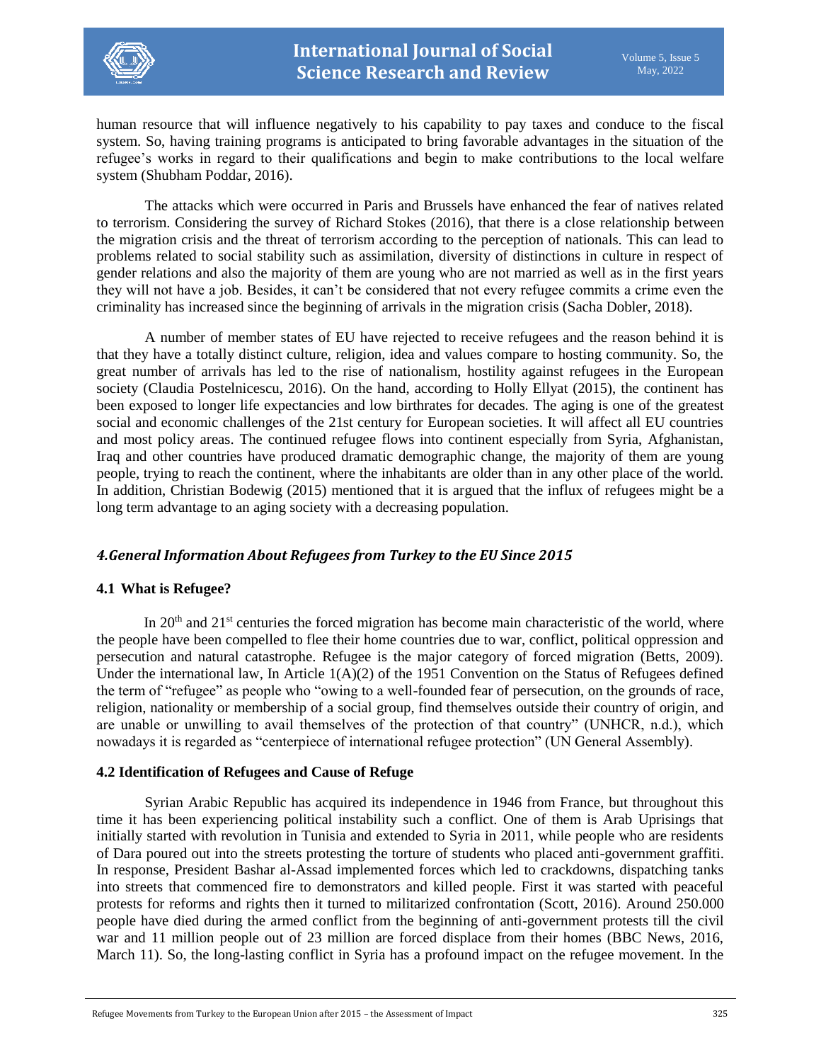human resource that will influence negatively to his capability to pay taxes and conduce to the fiscal system. So, having training programs is anticipated to bring favorable advantages in the situation of the refugee's works in regard to their qualifications and begin to make contributions to the local welfare system (Shubham Poddar, 2016).

The attacks which were occurred in Paris and Brussels have enhanced the fear of natives related to terrorism. Considering the survey of Richard Stokes (2016), that there is a close relationship between the migration crisis and the threat of terrorism according to the perception of nationals. This can lead to problems related to social stability such as assimilation, diversity of distinctions in culture in respect of gender relations and also the majority of them are young who are not married as well as in the first years they will not have a job. Besides, it can't be considered that not every refugee commits a crime even the criminality has increased since the beginning of arrivals in the migration crisis (Sacha Dobler, 2018).

A number of member states of EU have rejected to receive refugees and the reason behind it is that they have a totally distinct culture, religion, idea and values compare to hosting community. So, the great number of arrivals has led to the rise of nationalism, hostility against refugees in the European society (Claudia Postelnicescu, 2016). On the hand, according to Holly Ellyat (2015), the continent has been exposed to longer life expectancies and low birthrates for decades. The aging is one of the greatest social and economic challenges of the 21st century for European societies. It will affect all EU countries and most policy areas. The continued refugee flows into continent especially from Syria, Afghanistan, Iraq and other countries have produced dramatic demographic change, the majority of them are young people, trying to reach the continent, where the inhabitants are older than in any other place of the world. In addition, Christian Bodewig (2015) mentioned that it is argued that the influx of refugees might be a long term advantage to an aging society with a decreasing population.

## *4.General Information About Refugees from Turkey to the EU Since 2015*

### 4.1 What is Refugee?

In 20th and 21st centuries the forced migration has become main characteristic of the world, where the people have been compelled to flee their home countries due to war, conflict, political oppression and persecution and natural catastrophe. Refugee is the major category of forced migration (Betts, 2009). Under the international law, In Article 1(A)(2) of the 1951 Convention on the Status of Refugees defined the term of "refugee" as people who "owing to a well-founded fear of persecution, on the grounds of race, religion, nationality or membership of a social group, find themselves outside their country of origin, and are unable or unwilling to avail themselves of the protection of that country" (UNHCR, n.d.), which nowadays it is regarded as "centerpiece of international refugee protection" (UN General Assembly).

### 4.2 Identification of Refugees and Cause of Refuge

Syrian Arabic Republic has acquired its independence in 1946 from France, but throughout this time it has been experiencing political instability such a conflict. One of them is Arab Uprisings that initially started with revolution in Tunisia and extended to Syria in 2011, while people who are residents of Dara poured out into the streets protesting the torture of students who placed anti-government graffiti. In response, President Bashar al-Assad implemented forces which led to crackdowns, dispatching tanks into streets that commenced fire to demonstrators and killed people. First it was started with peaceful protests for reforms and rights then it turned to militarized confrontation (Scott, 2016). Around 250.000 people have died during the armed conflict from the beginning of anti-government protests till the civil war and 11 million people out of 23 million are forced displace from their homes (BBC News, 2016, March 11). So, the long-lasting conflict in Syria has a profound impact on the refugee movement. In the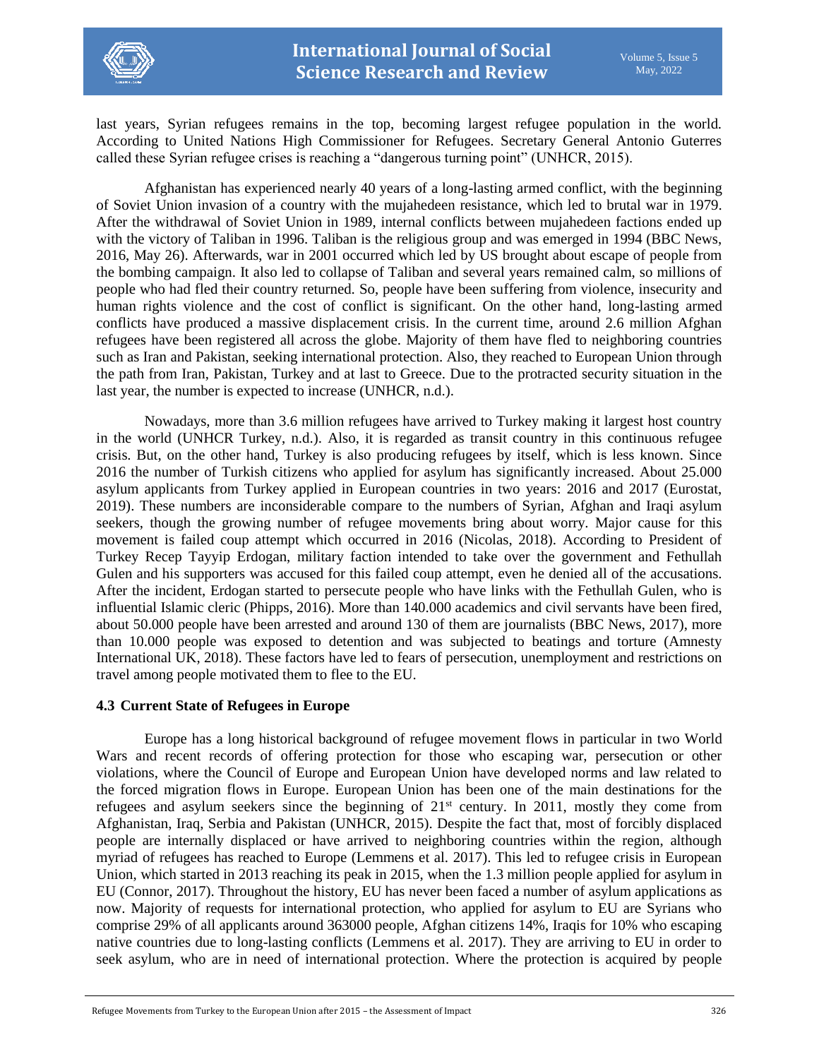last years, Syrian refugees remains in the top, becoming largest refugee population in the world. According to United Nations High Commissioner for Refugees. Secretary General Antonio Guterres called these Syrian refugee crises is reaching a "dangerous turning point" (UNHCR, 2015).

Afghanistan has experienced nearly 40 years of a long-lasting armed conflict, with the beginning of Soviet Union invasion of a country with the mujahedeen resistance, which led to brutal war in 1979. After the withdrawal of Soviet Union in 1989, internal conflicts between mujahedeen factions ended up with the victory of Taliban in 1996. Taliban is the religious group and was emerged in 1994 (BBC News, 2016, May 26). Afterwards, war in 2001 occurred which led by US brought about escape of people from the bombing campaign. It also led to collapse of Taliban and several years remained calm, so millions of people who had fled their country returned. So, people have been suffering from violence, insecurity and human rights violence and the cost of conflict is significant. On the other hand, long-lasting armed conflicts have produced a massive displacement crisis. In the current time, around 2.6 million Afghan refugees have been registered all across the globe. Majority of them have fled to neighboring countries such as Iran and Pakistan, seeking international protection. Also, they reached to European Union through the path from Iran, Pakistan, Turkey and at last to Greece. Due to the protracted security situation in the last year, the number is expected to increase (UNHCR, n.d.).

Nowadays, more than 3.6 million refugees have arrived to Turkey making it largest host country in the world (UNHCR Turkey, n.d.). Also, it is regarded as transit country in this continuous refugee crisis. But, on the other hand, Turkey is also producing refugees by itself, which is less known. Since 2016 the number of Turkish citizens who applied for asylum has significantly increased. About 25.000 asylum applicants from Turkey applied in European countries in two years: 2016 and 2017 (Eurostat, 2019). These numbers are inconsiderable compare to the numbers of Syrian, Afghan and Iraqi asylum seekers, though the growing number of refugee movements bring about worry. Major cause for this movement is failed coup attempt which occurred in 2016 (Nicolas, 2018). According to President of Turkey Recep Tayyip Erdogan, military faction intended to take over the government and Fethullah Gulen and his supporters was accused for this failed coup attempt, even he denied all of the accusations. After the incident, Erdogan started to persecute people who have links with the Fethullah Gulen, who is influential Islamic cleric (Phipps, 2016). More than 140.000 academics and civil servants have been fired, about 50.000 people have been arrested and around 130 of them are journalists (BBC News, 2017), more than 10.000 people was exposed to detention and was subjected to beatings and torture (Amnesty International UK, 2018). These factors have led to fears of persecution, unemployment and restrictions on travel among people motivated them to flee to the EU.

### 4.3 Current State of Refugees in Europe

Europe has a long historical background of refugee movement flows in particular in two World Wars and recent records of offering protection for those who escaping war, persecution or other violations, where the Council of Europe and European Union have developed norms and law related to the forced migration flows in Europe. European Union has been one of the main destinations for the refugees and asylum seekers since the beginning of 21st century. In 2011, mostly they come from Afghanistan, Iraq, Serbia and Pakistan (UNHCR, 2015). Despite the fact that, most of forcibly displaced people are internally displaced or have arrived to neighboring countries within the region, although myriad of refugees has reached to Europe (Lemmens et al. 2017). This led to refugee crisis in European Union, which started in 2013 reaching its peak in 2015, when the 1.3 million people applied for asylum in EU (Connor, 2017). Throughout the history, EU has never been faced a number of asylum applications as now. Majority of requests for international protection, who applied for asylum to EU are Syrians who comprise 29% of all applicants around 363000 people, Afghan citizens 14%, Iraqis for 10% who escaping native countries due to long-lasting conflicts (Lemmens et al. 2017). They are arriving to EU in order to seek asylum, who are in need of international protection. Where the protection is acquired by people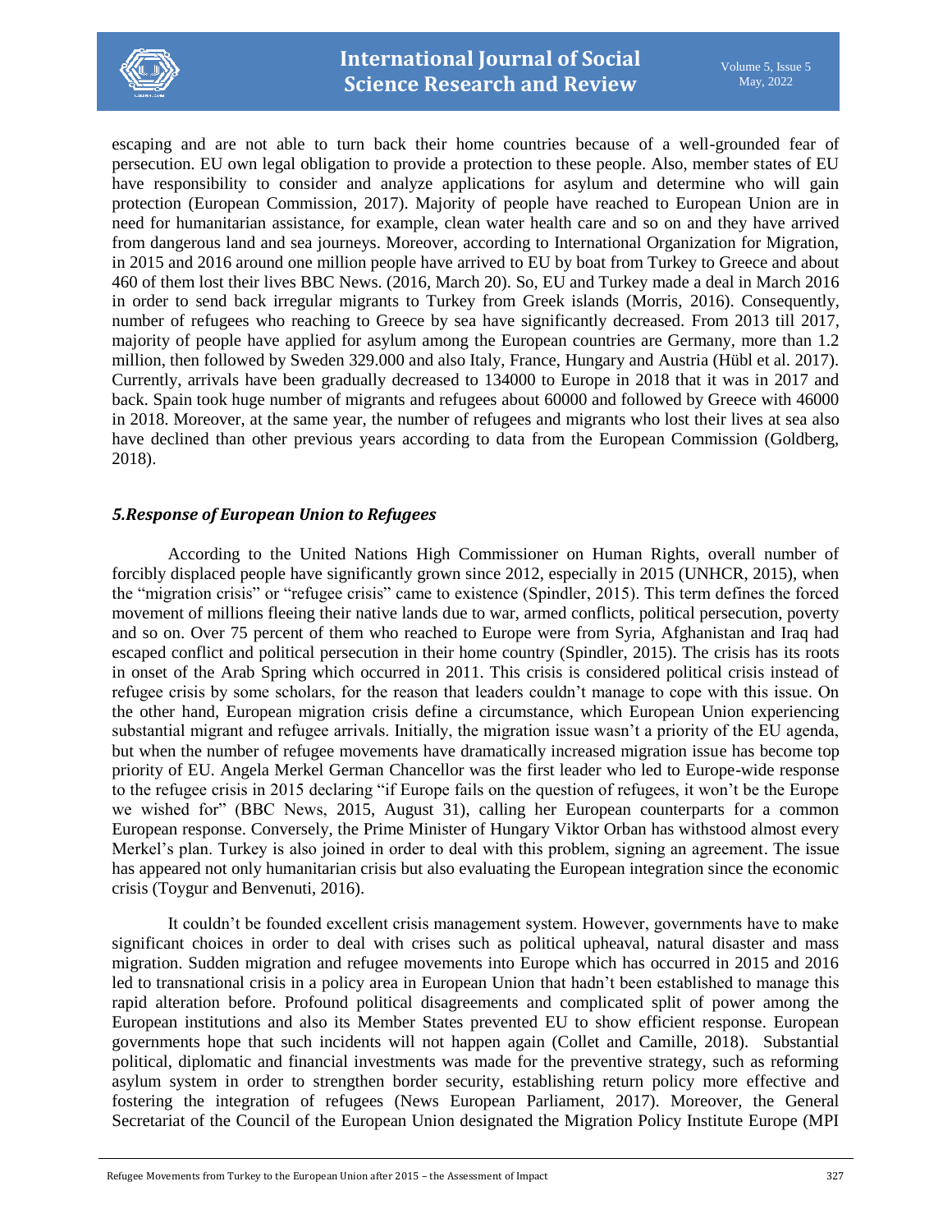escaping and are not able to turn back their home countries because of a well-grounded fear of persecution. EU own legal obligation to provide a protection to these people. Also, member states of EU have responsibility to consider and analyze applications for asylum and determine who will gain protection (European Commission, 2017). Majority of people have reached to European Union are in need for humanitarian assistance, for example, clean water health care and so on and they have arrived from dangerous land and sea journeys. Moreover, according to International Organization for Migration, in 2015 and 2016 around one million people have arrived to EU by boat from Turkey to Greece and about 460 of them lost their lives BBC News. (2016, March 20). So, EU and Turkey made a deal in March 2016 in order to send back irregular migrants to Turkey from Greek islands (Morris, 2016). Consequently, number of refugees who reaching to Greece by sea have significantly decreased. From 2013 till 2017, majority of people have applied for asylum among the European countries are Germany, more than 1.2 million, then followed by Sweden 329.000 and also Italy, France, Hungary and Austria (Hübl et al. 2017). Currently, arrivals have been gradually decreased to 134000 to Europe in 2018 that it was in 2017 and back. Spain took huge number of migrants and refugees about 60000 and followed by Greece with 46000 in 2018. Moreover, at the same year, the number of refugees and migrants who lost their lives at sea also have declined than other previous years according to data from the European Commission (Goldberg, 2018).

## *5.Response of European Union to Refugees*

According to the United Nations High Commissioner on Human Rights, overall number of forcibly displaced people have significantly grown since 2012, especially in 2015 (UNHCR, 2015), when the "migration crisis" or "refugee crisis" came to existence (Spindler, 2015). This term defines the forced movement of millions fleeing their native lands due to war, armed conflicts, political persecution, poverty and so on. Over 75 percent of them who reached to Europe were from Syria, Afghanistan and Iraq had escaped conflict and political persecution in their home country (Spindler, 2015). The crisis has its roots in onset of the Arab Spring which occurred in 2011. This crisis is considered political crisis instead of refugee crisis by some scholars, for the reason that leaders couldn't manage to cope with this issue. On the other hand, European migration crisis define a circumstance, which European Union experiencing substantial migrant and refugee arrivals. Initially, the migration issue wasn't a priority of the EU agenda, but when the number of refugee movements have dramatically increased migration issue has become top priority of EU. Angela Merkel German Chancellor was the first leader who led to Europe-wide response to the refugee crisis in 2015 declaring "if Europe fails on the question of refugees, it won't be the Europe we wished for" (BBC News, 2015, August 31), calling her European counterparts for a common European response. Conversely, the Prime Minister of Hungary Viktor Orban has withstood almost every Merkel's plan. Turkey is also joined in order to deal with this problem, signing an agreement. The issue has appeared not only humanitarian crisis but also evaluating the European integration since the economic crisis (Toygur and Benvenuti, 2016).

It couldn't be founded excellent crisis management system. However, governments have to make significant choices in order to deal with crises such as political upheaval, natural disaster and mass migration. Sudden migration and refugee movements into Europe which has occurred in 2015 and 2016 led to transnational crisis in a policy area in European Union that hadn't been established to manage this rapid alteration before. Profound political disagreements and complicated split of power among the European institutions and also its Member States prevented EU to show efficient response. European governments hope that such incidents will not happen again (Collet and Camille, 2018). Substantial political, diplomatic and financial investments was made for the preventive strategy, such as reforming asylum system in order to strengthen border security, establishing return policy more effective and fostering the integration of refugees (News European Parliament, 2017). Moreover, the General Secretariat of the Council of the European Union designated the Migration Policy Institute Europe (MPI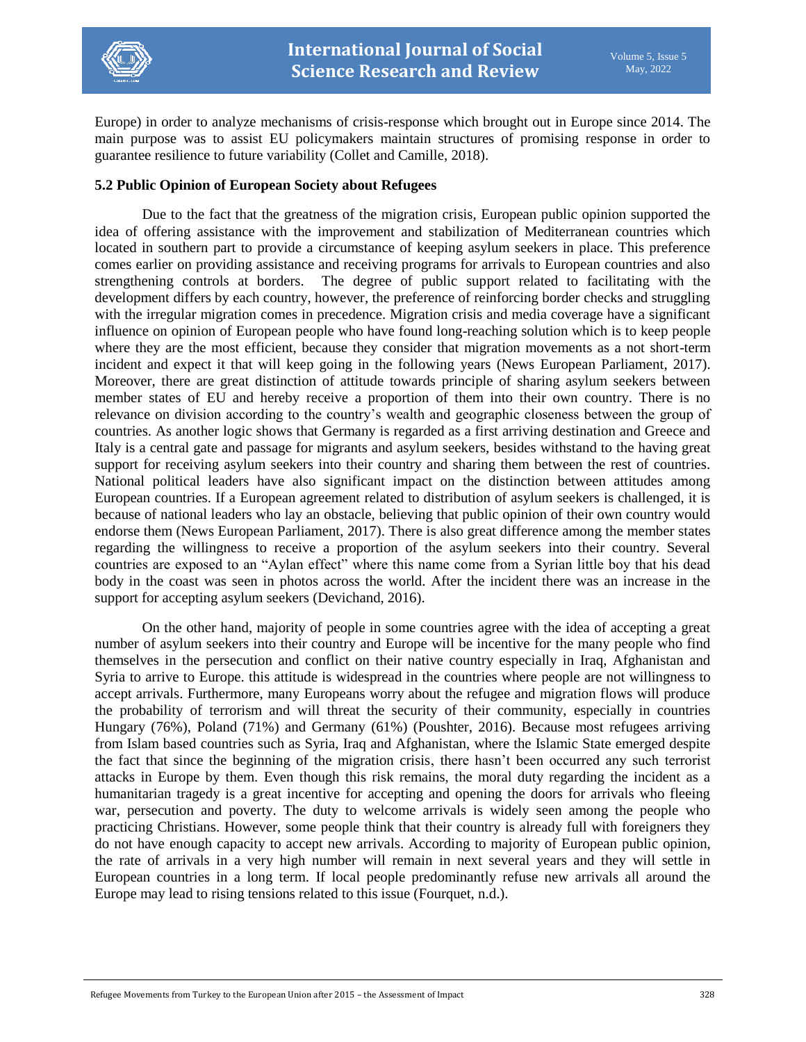Europe) in order to analyze mechanisms of crisis-response which brought out in Europe since 2014. The main purpose was to assist EU policymakers maintain structures of promising response in order to guarantee resilience to future variability (Collet and Camille, 2018).

### 5.2 Public Opinion of European Society about Refugees

Due to the fact that the greatness of the migration crisis, European public opinion supported the idea of offering assistance with the improvement and stabilization of Mediterranean countries which located in southern part to provide a circumstance of keeping asylum seekers in place. This preference comes earlier on providing assistance and receiving programs for arrivals to European countries and also strengthening controls at borders. The degree of public support related to facilitating with the development differs by each country, however, the preference of reinforcing border checks and struggling with the irregular migration comes in precedence. Migration crisis and media coverage have a significant influence on opinion of European people who have found long-reaching solution which is to keep people where they are the most efficient, because they consider that migration movements as a not short-term incident and expect it that will keep going in the following years (News European Parliament, 2017). Moreover, there are great distinction of attitude towards principle of sharing asylum seekers between member states of EU and hereby receive a proportion of them into their own country. There is no relevance on division according to the country's wealth and geographic closeness between the group of countries. As another logic shows that Germany is regarded as a first arriving destination and Greece and Italy is a central gate and passage for migrants and asylum seekers, besides withstand to the having great support for receiving asylum seekers into their country and sharing them between the rest of countries. National political leaders have also significant impact on the distinction between attitudes among European countries. If a European agreement related to distribution of asylum seekers is challenged, it is because of national leaders who lay an obstacle, believing that public opinion of their own country would endorse them (News European Parliament, 2017). There is also great difference among the member states regarding the willingness to receive a proportion of the asylum seekers into their country. Several countries are exposed to an "Aylan effect" where this name come from a Syrian little boy that his dead body in the coast was seen in photos across the world. After the incident there was an increase in the support for accepting asylum seekers (Devichand, 2016).

On the other hand, majority of people in some countries agree with the idea of accepting a great number of asylum seekers into their country and Europe will be incentive for the many people who find themselves in the persecution and conflict on their native country especially in Iraq, Afghanistan and Syria to arrive to Europe. this attitude is widespread in the countries where people are not willingness to accept arrivals. Furthermore, many Europeans worry about the refugee and migration flows will produce the probability of terrorism and will threat the security of their community, especially in countries Hungary (76%), Poland (71%) and Germany (61%) (Poushter, 2016). Because most refugees arriving from Islam based countries such as Syria, Iraq and Afghanistan, where the Islamic State emerged despite the fact that since the beginning of the migration crisis, there hasn't been occurred any such terrorist attacks in Europe by them. Even though this risk remains, the moral duty regarding the incident as a humanitarian tragedy is a great incentive for accepting and opening the doors for arrivals who fleeing war, persecution and poverty. The duty to welcome arrivals is widely seen among the people who practicing Christians. However, some people think that their country is already full with foreigners they do not have enough capacity to accept new arrivals. According to majority of European public opinion, the rate of arrivals in a very high number will remain in next several years and they will settle in European countries in a long term. If local people predominantly refuse new arrivals all around the Europe may lead to rising tensions related to this issue (Fourquet, n.d.).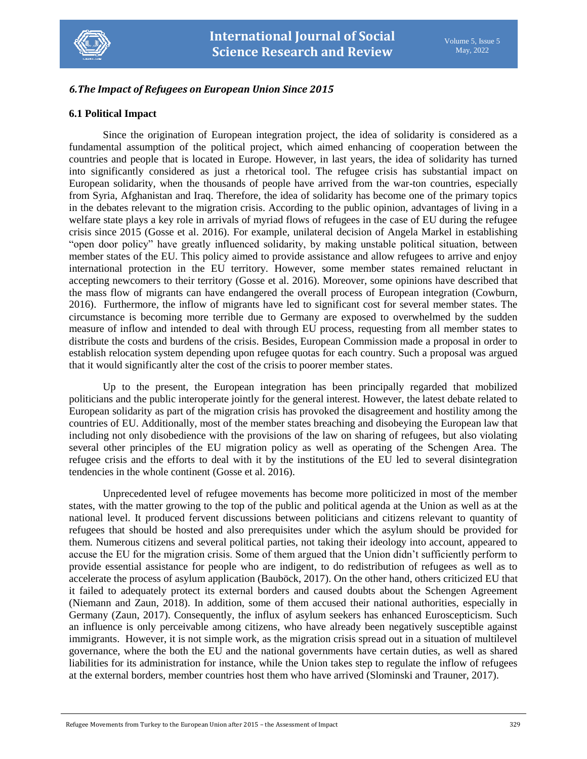## *6.The Impact of Refugees on European Union Since 2015*

### 6.1 Political Impact

Since the origination of European integration project, the idea of solidarity is considered as a fundamental assumption of the political project, which aimed enhancing of cooperation between the countries and people that is located in Europe. However, in last years, the idea of solidarity has turned into significantly considered as just a rhetorical tool. The refugee crisis has substantial impact on European solidarity, when the thousands of people have arrived from the war-ton countries, especially from Syria, Afghanistan and Iraq. Therefore, the idea of solidarity has become one of the primary topics in the debates relevant to the migration crisis. According to the public opinion, advantages of living in a welfare state plays a key role in arrivals of myriad flows of refugees in the case of EU during the refugee crisis since 2015 (Gosse et al. 2016). For example, unilateral decision of Angela Markel in establishing "open door policy" have greatly influenced solidarity, by making unstable political situation, between member states of the EU. This policy aimed to provide assistance and allow refugees to arrive and enjoy international protection in the EU territory. However, some member states remained reluctant in accepting newcomers to their territory (Gosse et al. 2016). Moreover, some opinions have described that the mass flow of migrants can have endangered the overall process of European integration (Cowburn, 2016). Furthermore, the inflow of migrants have led to significant cost for several member states. The circumstance is becoming more terrible due to Germany are exposed to overwhelmed by the sudden measure of inflow and intended to deal with through EU process, requesting from all member states to distribute the costs and burdens of the crisis. Besides, European Commission made a proposal in order to establish relocation system depending upon refugee quotas for each country. Such a proposal was argued that it would significantly alter the cost of the crisis to poorer member states.

Up to the present, the European integration has been principally regarded that mobilized politicians and the public interoperate jointly for the general interest. However, the latest debate related to European solidarity as part of the migration crisis has provoked the disagreement and hostility among the countries of EU. Additionally, most of the member states breaching and disobeying the European law that including not only disobedience with the provisions of the law on sharing of refugees, but also violating several other principles of the EU migration policy as well as operating of the Schengen Area. The refugee crisis and the efforts to deal with it by the institutions of the EU led to several disintegration tendencies in the whole continent (Gosse et al. 2016).

Unprecedented level of refugee movements has become more politicized in most of the member states, with the matter growing to the top of the public and political agenda at the Union as well as at the national level. It produced fervent discussions between politicians and citizens relevant to quantity of refugees that should be hosted and also prerequisites under which the asylum should be provided for them. Numerous citizens and several political parties, not taking their ideology into account, appeared to accuse the EU for the migration crisis. Some of them argued that the Union didn't sufficiently perform to provide essential assistance for people who are indigent, to do redistribution of refugees as well as to accelerate the process of asylum application (Bauböck, 2017). On the other hand, others criticized EU that it failed to adequately protect its external borders and caused doubts about the Schengen Agreement (Niemann and Zaun, 2018). In addition, some of them accused their national authorities, especially in Germany (Zaun, 2017). Consequently, the influx of asylum seekers has enhanced Euroscepticism. Such an influence is only perceivable among citizens, who have already been negatively susceptible against immigrants. However, it is not simple work, as the migration crisis spread out in a situation of multilevel governance, where the both the EU and the national governments have certain duties, as well as shared liabilities for its administration for instance, while the Union takes step to regulate the inflow of refugees at the external borders, member countries host them who have arrived (Slominski and Trauner, 2017).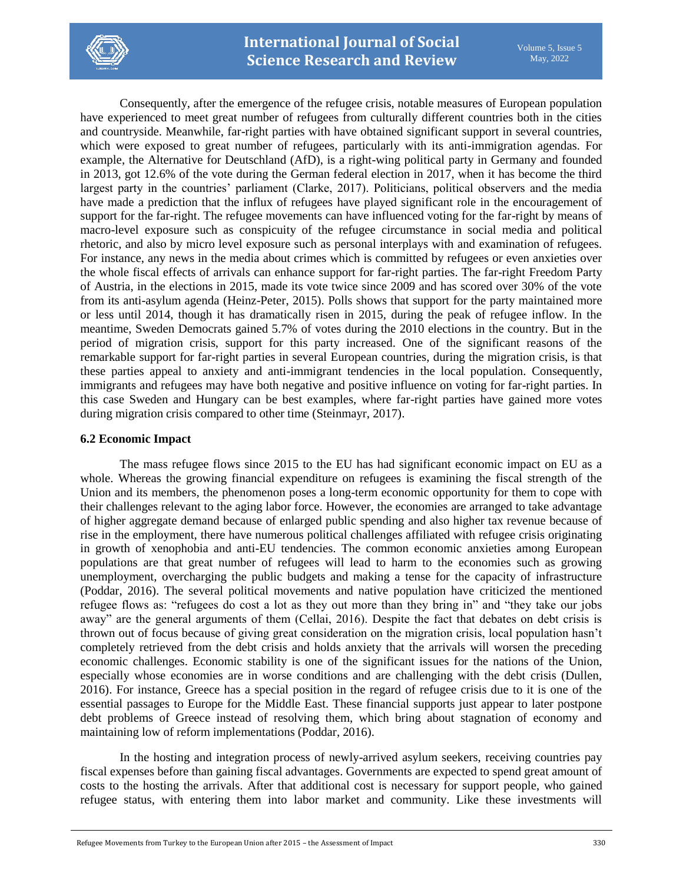Consequently, after the emergence of the refugee crisis, notable measures of European population have experienced to meet great number of refugees from culturally different countries both in the cities and countryside. Meanwhile, far-right parties with have obtained significant support in several countries, which were exposed to great number of refugees, particularly with its anti-immigration agendas. For example, the Alternative for Deutschland (AfD), is a right-wing political party in Germany and founded in 2013, got 12.6% of the vote during the German federal election in 2017, when it has become the third largest party in the countries' parliament (Clarke, 2017). Politicians, political observers and the media have made a prediction that the influx of refugees have played significant role in the encouragement of support for the far-right. The refugee movements can have influenced voting for the far-right by means of macro-level exposure such as conspicuity of the refugee circumstance in social media and political rhetoric, and also by micro level exposure such as personal interplays with and examination of refugees. For instance, any news in the media about crimes which is committed by refugees or even anxieties over the whole fiscal effects of arrivals can enhance support for far-right parties. The far-right Freedom Party of Austria, in the elections in 2015, made its vote twice since 2009 and has scored over 30% of the vote from its anti-asylum agenda (Heinz-Peter, 2015). Polls shows that support for the party maintained more or less until 2014, though it has dramatically risen in 2015, during the peak of refugee inflow. In the meantime, Sweden Democrats gained 5.7% of votes during the 2010 elections in the country. But in the period of migration crisis, support for this party increased. One of the significant reasons of the remarkable support for far-right parties in several European countries, during the migration crisis, is that these parties appeal to anxiety and anti-immigrant tendencies in the local population. Consequently, immigrants and refugees may have both negative and positive influence on voting for far-right parties. In this case Sweden and Hungary can be best examples, where far-right parties have gained more votes during migration crisis compared to other time (Steinmayr, 2017).

### 6.2 Economic Impact

The mass refugee flows since 2015 to the EU has had significant economic impact on EU as a whole. Whereas the growing financial expenditure on refugees is examining the fiscal strength of the Union and its members, the phenomenon poses a long-term economic opportunity for them to cope with their challenges relevant to the aging labor force. However, the economies are arranged to take advantage of higher aggregate demand because of enlarged public spending and also higher tax revenue because of rise in the employment, there have numerous political challenges affiliated with refugee crisis originating in growth of xenophobia and anti-EU tendencies. The common economic anxieties among European populations are that great number of refugees will lead to harm to the economies such as growing unemployment, overcharging the public budgets and making a tense for the capacity of infrastructure (Poddar, 2016). The several political movements and native population have criticized the mentioned refugee flows as: "refugees do cost a lot as they out more than they bring in" and "they take our jobs away" are the general arguments of them (Cellai, 2016). Despite the fact that debates on debt crisis is thrown out of focus because of giving great consideration on the migration crisis, local population hasn't completely retrieved from the debt crisis and holds anxiety that the arrivals will worsen the preceding economic challenges. Economic stability is one of the significant issues for the nations of the Union, especially whose economies are in worse conditions and are challenging with the debt crisis (Dullen, 2016). For instance, Greece has a special position in the regard of refugee crisis due to it is one of the essential passages to Europe for the Middle East. These financial supports just appear to later postpone debt problems of Greece instead of resolving them, which bring about stagnation of economy and maintaining low of reform implementations (Poddar, 2016).

In the hosting and integration process of newly-arrived asylum seekers, receiving countries pay fiscal expenses before than gaining fiscal advantages. Governments are expected to spend great amount of costs to the hosting the arrivals. After that additional cost is necessary for support people, who gained refugee status, with entering them into labor market and community. Like these investments will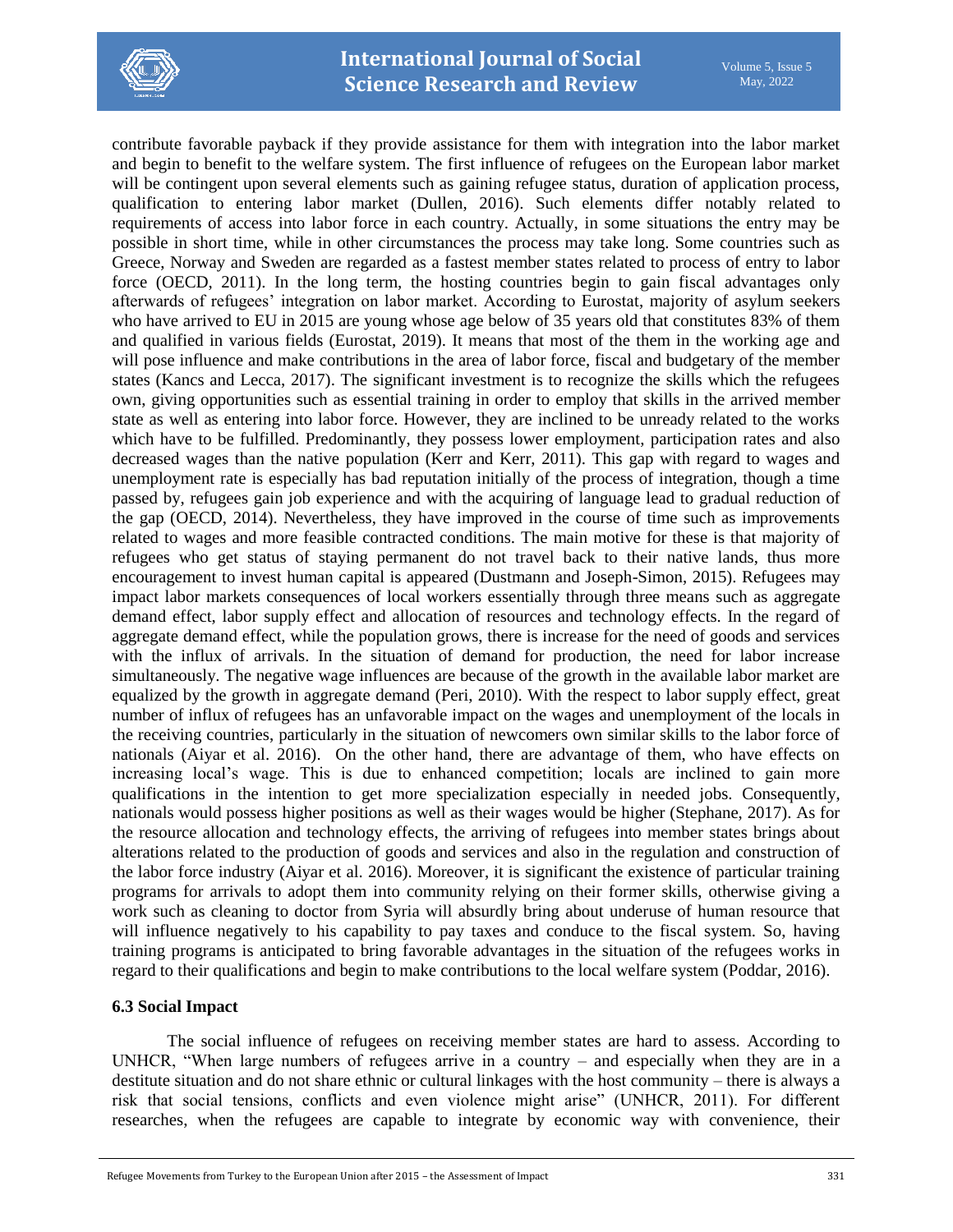contribute favorable payback if they provide assistance for them with integration into the labor market and begin to benefit to the welfare system. The first influence of refugees on the European labor market will be contingent upon several elements such as gaining refugee status, duration of application process, qualification to entering labor market (Dullen, 2016). Such elements differ notably related to requirements of access into labor force in each country. Actually, in some situations the entry may be possible in short time, while in other circumstances the process may take long. Some countries such as Greece, Norway and Sweden are regarded as a fastest member states related to process of entry to labor force (OECD, 2011). In the long term, the hosting countries begin to gain fiscal advantages only afterwards of refugees' integration on labor market. According to Eurostat, majority of asylum seekers who have arrived to EU in 2015 are young whose age below of 35 years old that constitutes 83% of them and qualified in various fields (Eurostat, 2019). It means that most of the them in the working age and will pose influence and make contributions in the area of labor force, fiscal and budgetary of the member states (Kancs and Lecca, 2017). The significant investment is to recognize the skills which the refugees own, giving opportunities such as essential training in order to employ that skills in the arrived member state as well as entering into labor force. However, they are inclined to be unready related to the works which have to be fulfilled. Predominantly, they possess lower employment, participation rates and also decreased wages than the native population (Kerr and Kerr, 2011). This gap with regard to wages and unemployment rate is especially has bad reputation initially of the process of integration, though a time passed by, refugees gain job experience and with the acquiring of language lead to gradual reduction of the gap (OECD, 2014). Nevertheless, they have improved in the course of time such as improvements related to wages and more feasible contracted conditions. The main motive for these is that majority of refugees who get status of staying permanent do not travel back to their native lands, thus more encouragement to invest human capital is appeared (Dustmann and Joseph-Simon, 2015). Refugees may impact labor markets consequences of local workers essentially through three means such as aggregate demand effect, labor supply effect and allocation of resources and technology effects. In the regard of aggregate demand effect, while the population grows, there is increase for the need of goods and services with the influx of arrivals. In the situation of demand for production, the need for labor increase simultaneously. The negative wage influences are because of the growth in the available labor market are equalized by the growth in aggregate demand (Peri, 2010). With the respect to labor supply effect, great number of influx of refugees has an unfavorable impact on the wages and unemployment of the locals in the receiving countries, particularly in the situation of newcomers own similar skills to the labor force of nationals (Aiyar et al. 2016). On the other hand, there are advantage of them, who have effects on increasing local's wage. This is due to enhanced competition; locals are inclined to gain more qualifications in the intention to get more specialization especially in needed jobs. Consequently, nationals would possess higher positions as well as their wages would be higher (Stephane, 2017). As for the resource allocation and technology effects, the arriving of refugees into member states brings about alterations related to the production of goods and services and also in the regulation and construction of the labor force industry (Aiyar et al. 2016). Moreover, it is significant the existence of particular training programs for arrivals to adopt them into community relying on their former skills, otherwise giving a work such as cleaning to doctor from Syria will absurdly bring about underuse of human resource that will influence negatively to his capability to pay taxes and conduce to the fiscal system. So, having training programs is anticipated to bring favorable advantages in the situation of the refugees works in regard to their qualifications and begin to make contributions to the local welfare system (Poddar, 2016).

### 6.3 Social Impact

The social influence of refugees on receiving member states are hard to assess. According to UNHCR, "When large numbers of refugees arrive in a country – and especially when they are in a destitute situation and do not share ethnic or cultural linkages with the host community – there is always a risk that social tensions, conflicts and even violence might arise" (UNHCR, 2011). For different researches, when the refugees are capable to integrate by economic way with convenience, their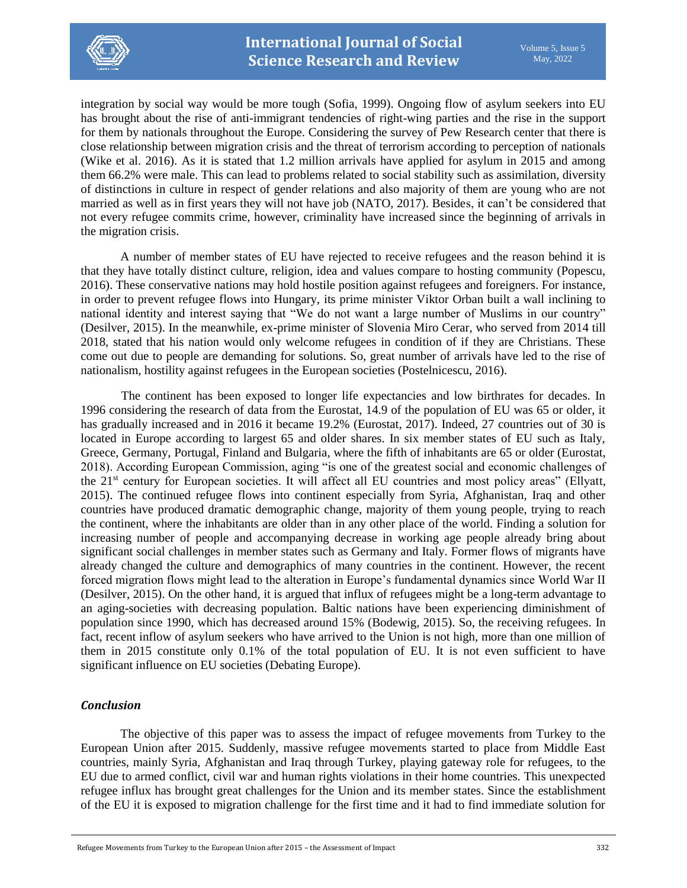integration by social way would be more tough (Sofia, 1999). Ongoing flow of asylum seekers into EU has brought about the rise of anti-immigrant tendencies of right-wing parties and the rise in the support for them by nationals throughout the Europe. Considering the survey of Pew Research center that there is close relationship between migration crisis and the threat of terrorism according to perception of nationals (Wike et al. 2016). As it is stated that 1.2 million arrivals have applied for asylum in 2015 and among them 66.2% were male. This can lead to problems related to social stability such as assimilation, diversity of distinctions in culture in respect of gender relations and also majority of them are young who are not married as well as in first years they will not have job (NATO, 2017). Besides, it can't be considered that not every refugee commits crime, however, criminality have increased since the beginning of arrivals in the migration crisis.

A number of member states of EU have rejected to receive refugees and the reason behind it is that they have totally distinct culture, religion, idea and values compare to hosting community (Popescu, 2016). These conservative nations may hold hostile position against refugees and foreigners. For instance, in order to prevent refugee flows into Hungary, its prime minister Viktor Orban built a wall inclining to national identity and interest saying that "We do not want a large number of Muslims in our country" (Desilver, 2015). In the meanwhile, ex-prime minister of Slovenia Miro Cerar, who served from 2014 till 2018, stated that his nation would only welcome refugees in condition of if they are Christians. These come out due to people are demanding for solutions. So, great number of arrivals have led to the rise of nationalism, hostility against refugees in the European societies (Postelnicescu, 2016).

The continent has been exposed to longer life expectancies and low birthrates for decades. In 1996 considering the research of data from the Eurostat, 14.9 of the population of EU was 65 or older, it has gradually increased and in 2016 it became 19.2% (Eurostat, 2017). Indeed, 27 countries out of 30 is located in Europe according to largest 65 and older shares. In six member states of EU such as Italy, Greece, Germany, Portugal, Finland and Bulgaria, where the fifth of inhabitants are 65 or older (Eurostat, 2018). According European Commission, aging "is one of the greatest social and economic challenges of the 21st century for European societies. It will affect all EU countries and most policy areas" (Ellyatt, 2015). The continued refugee flows into continent especially from Syria, Afghanistan, Iraq and other countries have produced dramatic demographic change, majority of them young people, trying to reach the continent, where the inhabitants are older than in any other place of the world. Finding a solution for increasing number of people and accompanying decrease in working age people already bring about significant social challenges in member states such as Germany and Italy. Former flows of migrants have already changed the culture and demographics of many countries in the continent. However, the recent forced migration flows might lead to the alteration in Europe's fundamental dynamics since World War II (Desilver, 2015). On the other hand, it is argued that influx of refugees might be a long-term advantage to an aging-societies with decreasing population. Baltic nations have been experiencing diminishment of population since 1990, which has decreased around 15% (Bodewig, 2015). So, the receiving refugees. In fact, recent inflow of asylum seekers who have arrived to the Union is not high, more than one million of them in 2015 constitute only 0.1% of the total population of EU. It is not even sufficient to have significant influence on EU societies (Debating Europe).

### *Conclusion*

The objective of this paper was to assess the impact of refugee movements from Turkey to the European Union after 2015. Suddenly, massive refugee movements started to place from Middle East countries, mainly Syria, Afghanistan and Iraq through Turkey, playing gateway role for refugees, to the EU due to armed conflict, civil war and human rights violations in their home countries. This unexpected refugee influx has brought great challenges for the Union and its member states. Since the establishment of the EU it is exposed to migration challenge for the first time and it had to find immediate solution for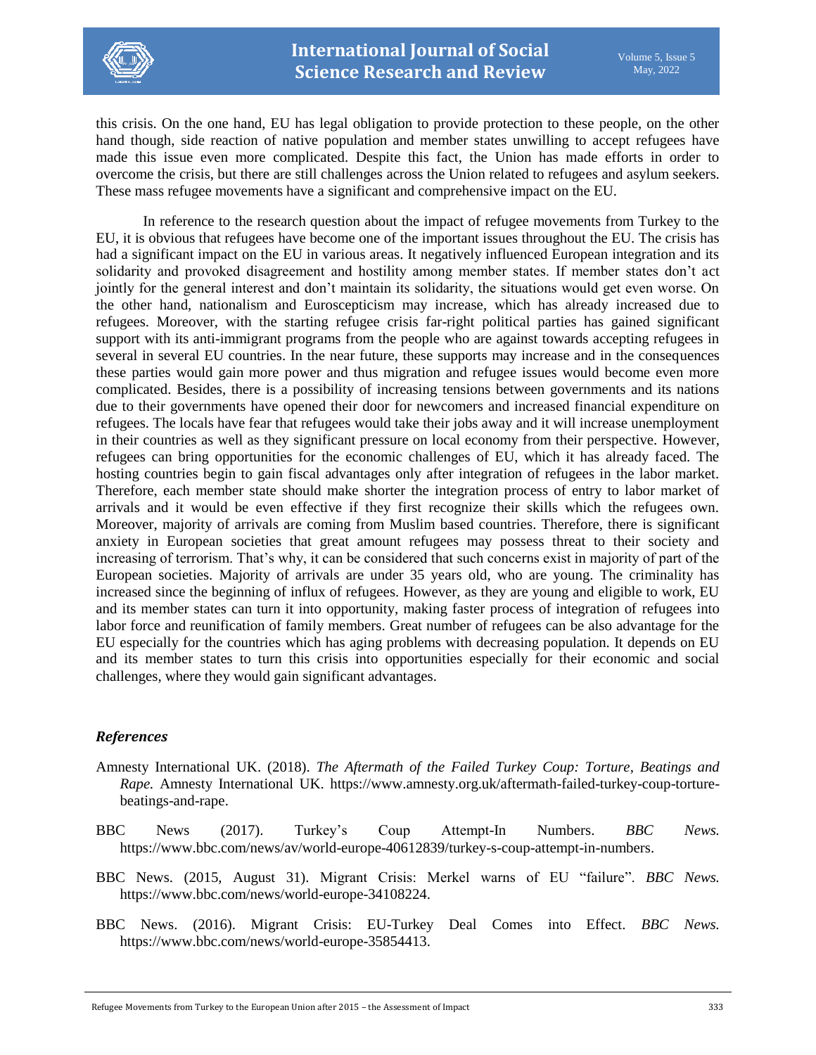this crisis. On the one hand, EU has legal obligation to provide protection to these people, on the other hand though, side reaction of native population and member states unwilling to accept refugees have made this issue even more complicated. Despite this fact, the Union has made efforts in order to overcome the crisis, but there are still challenges across the Union related to refugees and asylum seekers. These mass refugee movements have a significant and comprehensive impact on the EU.

In reference to the research question about the impact of refugee movements from Turkey to the EU, it is obvious that refugees have become one of the important issues throughout the EU. The crisis has had a significant impact on the EU in various areas. It negatively influenced European integration and its solidarity and provoked disagreement and hostility among member states. If member states don't act jointly for the general interest and don't maintain its solidarity, the situations would get even worse. On the other hand, nationalism and Euroscepticism may increase, which has already increased due to refugees. Moreover, with the starting refugee crisis far-right political parties has gained significant support with its anti-immigrant programs from the people who are against towards accepting refugees in several in several EU countries. In the near future, these supports may increase and in the consequences these parties would gain more power and thus migration and refugee issues would become even more complicated. Besides, there is a possibility of increasing tensions between governments and its nations due to their governments have opened their door for newcomers and increased financial expenditure on refugees. The locals have fear that refugees would take their jobs away and it will increase unemployment in their countries as well as they significant pressure on local economy from their perspective. However, refugees can bring opportunities for the economic challenges of EU, which it has already faced. The hosting countries begin to gain fiscal advantages only after integration of refugees in the labor market. Therefore, each member state should make shorter the integration process of entry to labor market of arrivals and it would be even effective if they first recognize their skills which the refugees own. Moreover, majority of arrivals are coming from Muslim based countries. Therefore, there is significant anxiety in European societies that great amount refugees may possess threat to their society and increasing of terrorism. That's why, it can be considered that such concerns exist in majority of part of the European societies. Majority of arrivals are under 35 years old, who are young. The criminality has increased since the beginning of influx of refugees. However, as they are young and eligible to work, EU and its member states can turn it into opportunity, making faster process of integration of refugees into labor force and reunification of family members. Great number of refugees can be also advantage for the EU especially for the countries which has aging problems with decreasing population. It depends on EU and its member states to turn this crisis into opportunities especially for their economic and social challenges, where they would gain significant advantages.

### *References*

Amnesty International UK. (2018). *The Aftermath of the Failed Turkey Coup: Torture, Beatings and Rape.* Amnesty International UK. https://www.amnesty.org.uk/aftermath-failed-turkey-coup-torture-beatings-and-rape.

BBC News (2017). Turkey's Coup Attempt-In Numbers. *BBC News.* https://www.bbc.com/news/av/world-europe-40612839/turkey-s-coup-attempt-in-numbers.

BBC News. (2015, August 31). Migrant Crisis: Merkel warns of EU "failure". *BBC News.* https://www.bbc.com/news/world-europe-34108224.

BBC News. (2016). Migrant Crisis: EU-Turkey Deal Comes into Effect. *BBC News.* https://www.bbc.com/news/world-europe-35854413.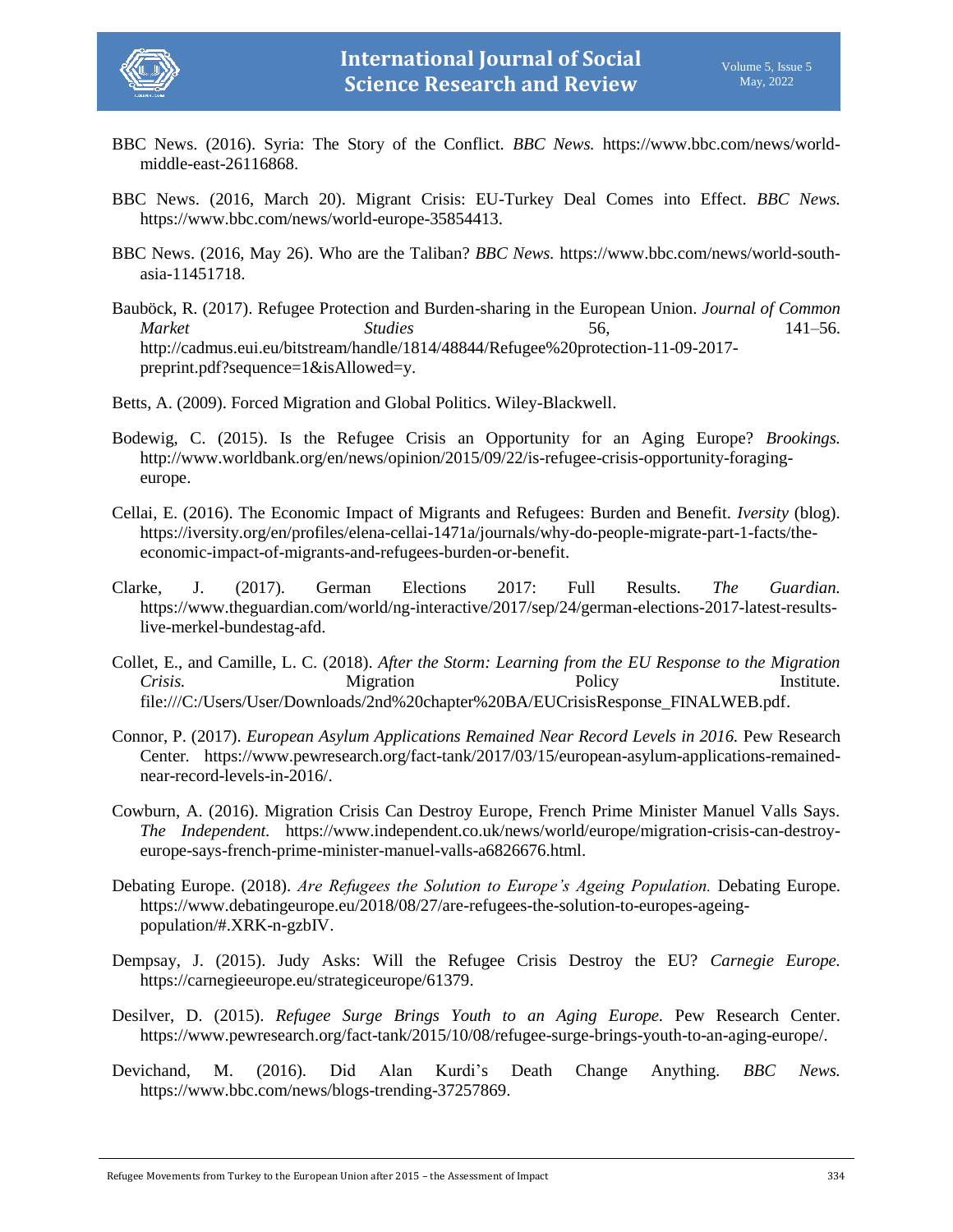BBC News. (2016). Syria: The Story of the Conflict. *BBC News.* https://www.bbc.com/news/world-middle-east-26116868.

BBC News. (2016, March 20). Migrant Crisis: EU-Turkey Deal Comes into Effect. *BBC News.* https://www.bbc.com/news/world-europe-35854413.

BBC News. (2016, May 26). Who are the Taliban? *BBC News.* https://www.bbc.com/news/world-south-asia-11451718.

Bauböck, R. (2017). Refugee Protection and Burden-sharing in the European Union. *Journal of Common Market Studies* 56, 141–56. http://cadmus.eui.eu/bitstream/handle/1814/48844/Refugee%20protection-11-09-2017-preprint.pdf?sequence=1&isAllowed=y.

Betts, A. (2009). Forced Migration and Global Politics. Wiley-Blackwell.

Bodewig, C. (2015). Is the Refugee Crisis an Opportunity for an Aging Europe? *Brookings.* http://www.worldbank.org/en/news/opinion/2015/09/22/is-refugee-crisis-opportunity-foraging-europe.

Cellai, E. (2016). The Economic Impact of Migrants and Refugees: Burden and Benefit. *Iversity* (blog). https://iversity.org/en/profiles/elena-cellai-1471a/journals/why-do-people-migrate-part-1-facts/the-economic-impact-of-migrants-and-refugees-burden-or-benefit.

Clarke, J. (2017). German Elections 2017: Full Results. *The Guardian.* https://www.theguardian.com/world/ng-interactive/2017/sep/24/german-elections-2017-latest-results-live-merkel-bundestag-afd.

Collet, E., and Camille, L. C. (2018). *After the Storm: Learning from the EU Response to the Migration Crisis.* Migration Policy Institute. file:///C:/Users/User/Downloads/2nd%20chapter%20BA/EUCrisisResponse_FINALWEB.pdf.

Connor, P. (2017). *European Asylum Applications Remained Near Record Levels in 2016.* Pew Research Center. https://www.pewresearch.org/fact-tank/2017/03/15/european-asylum-applications-remained-near-record-levels-in-2016/.

Cowburn, A. (2016). Migration Crisis Can Destroy Europe, French Prime Minister Manuel Valls Says. *The Independent.* https://www.independent.co.uk/news/world/europe/migration-crisis-can-destroy-europe-says-french-prime-minister-manuel-valls-a6826676.html.

Debating Europe. (2018). *Are Refugees the Solution to Europe's Ageing Population.* Debating Europe. https://www.debatingeurope.eu/2018/08/27/are-refugees-the-solution-to-europes-ageing-population/#.XRK-n-gzbIV.

Dempsay, J. (2015). Judy Asks: Will the Refugee Crisis Destroy the EU? *Carnegie Europe.* https://carnegieeurope.eu/strategiceurope/61379.

Desilver, D. (2015). *Refugee Surge Brings Youth to an Aging Europe.* Pew Research Center. https://www.pewresearch.org/fact-tank/2015/10/08/refugee-surge-brings-youth-to-an-aging-europe/.

Devichand, M. (2016). Did Alan Kurdi's Death Change Anything. *BBC News.* https://www.bbc.com/news/blogs-trending-37257869.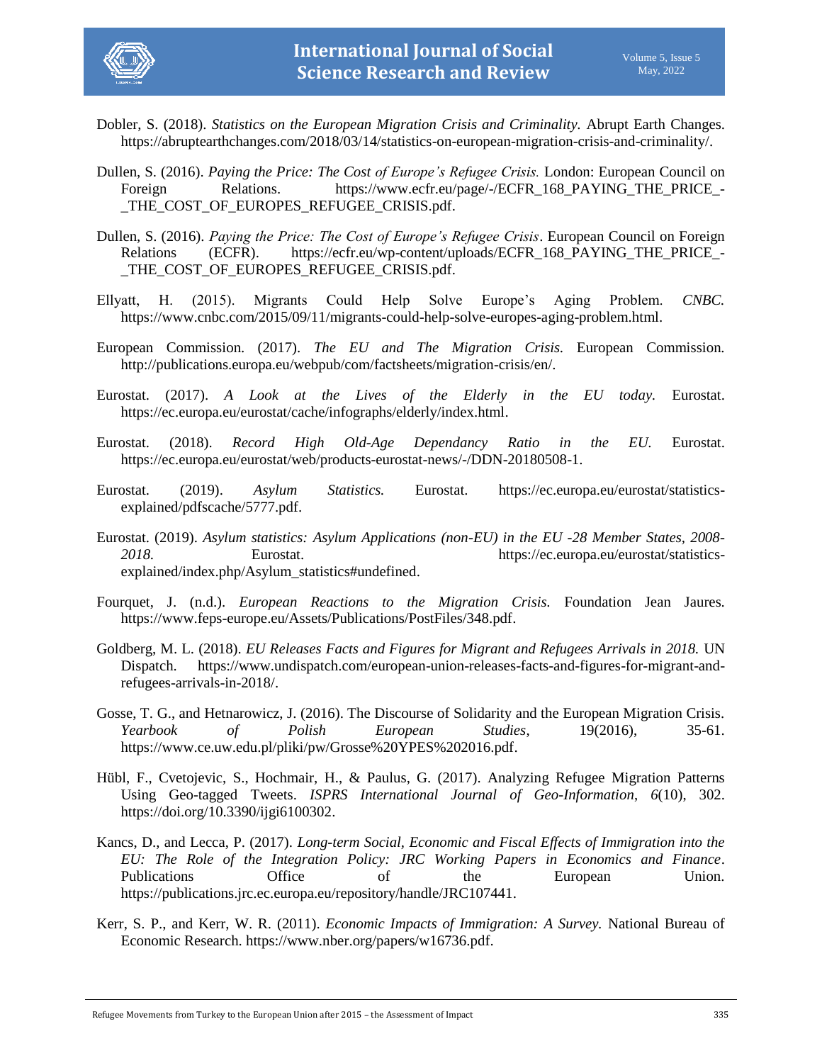Dobler, S. (2018). *Statistics on the European Migration Crisis and Criminality.* Abrupt Earth Changes. https://abruptearthchanges.com/2018/03/14/statistics-on-european-migration-crisis-and-criminality/.

Dullen, S. (2016). *Paying the Price: The Cost of Europe's Refugee Crisis.* London: European Council on Foreign Relations. https://www.ecfr.eu/page/-/ECFR_168_PAYING_THE_PRICE_-_THE_COST_OF_EUROPES_REFUGEE_CRISIS.pdf.

Dullen, S. (2016). *Paying the Price: The Cost of Europe's Refugee Crisis*. European Council on Foreign Relations (ECFR). https://ecfr.eu/wp-content/uploads/ECFR_168_PAYING_THE_PRICE_-_THE_COST_OF_EUROPES_REFUGEE_CRISIS.pdf.

Ellyatt, H. (2015). Migrants Could Help Solve Europe's Aging Problem. *CNBC.* https://www.cnbc.com/2015/09/11/migrants-could-help-solve-europes-aging-problem.html.

European Commission. (2017). *The EU and The Migration Crisis.* European Commission. http://publications.europa.eu/webpub/com/factsheets/migration-crisis/en/.

Eurostat. (2017). *A Look at the Lives of the Elderly in the EU today.* Eurostat. https://ec.europa.eu/eurostat/cache/infographs/elderly/index.html.

Eurostat. (2018). *Record High Old-Age Dependancy Ratio in the EU.* Eurostat. https://ec.europa.eu/eurostat/web/products-eurostat-news/-/DDN-20180508-1.

Eurostat. (2019). *Asylum Statistics.* Eurostat. https://ec.europa.eu/eurostat/statistics-explained/pdfscache/5777.pdf.

Eurostat. (2019). *Asylum statistics: Asylum Applications (non-EU) in the EU -28 Member States, 2008-2018.* Eurostat. https://ec.europa.eu/eurostat/statistics-explained/index.php/Asylum_statistics#undefined.

Fourquet, J. (n.d.). *European Reactions to the Migration Crisis.* Foundation Jean Jaures. https://www.feps-europe.eu/Assets/Publications/PostFiles/348.pdf.

Goldberg, M. L. (2018). *EU Releases Facts and Figures for Migrant and Refugees Arrivals in 2018.* UN Dispatch. https://www.undispatch.com/european-union-releases-facts-and-figures-for-migrant-and-refugees-arrivals-in-2018/.

Gosse, T. G., and Hetnarowicz, J. (2016). The Discourse of Solidarity and the European Migration Crisis. *Yearbook of Polish European Studies*, 19(2016), 35-61. https://www.ce.uw.edu.pl/pliki/pw/Grosse%20YPES%202016.pdf.

Hübl, F., Cvetojevic, S., Hochmair, H., & Paulus, G. (2017). Analyzing Refugee Migration Patterns Using Geo-tagged Tweets. *ISPRS International Journal of Geo-Information*, *6*(10), 302. https://doi.org/10.3390/ijgi6100302.

Kancs, D., and Lecca, P. (2017). *Long-term Social, Economic and Fiscal Effects of Immigration into the EU: The Role of the Integration Policy: JRC Working Papers in Economics and Finance*. Publications Office of the European Union. https://publications.jrc.ec.europa.eu/repository/handle/JRC107441.

Kerr, S. P., and Kerr, W. R. (2011). *Economic Impacts of Immigration: A Survey.* National Bureau of Economic Research. https://www.nber.org/papers/w16736.pdf.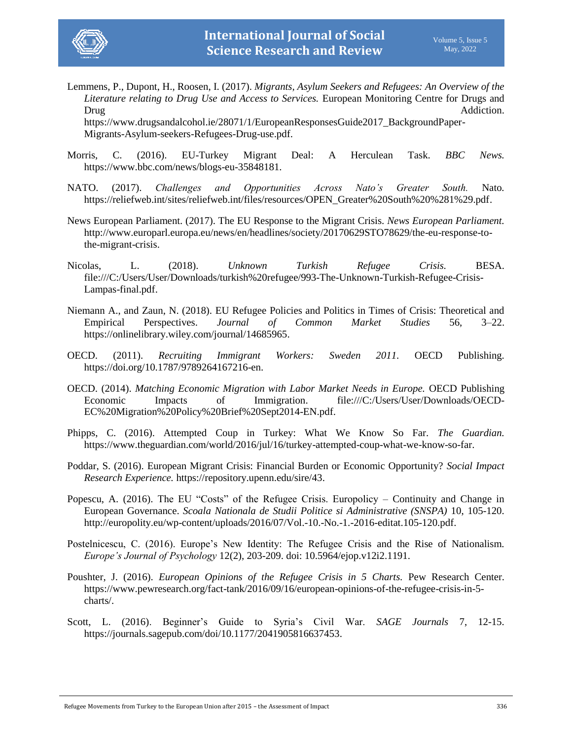Lemmens, P., Dupont, H., Roosen, I. (2017). *Migrants, Asylum Seekers and Refugees: An Overview of the Literature relating to Drug Use and Access to Services.* European Monitoring Centre for Drugs and Drug Addiction. https://www.drugsandalcohol.ie/28071/1/EuropeanResponsesGuide2017_BackgroundPaper-Migrants-Asylum-seekers-Refugees-Drug-use.pdf.

Morris, C. (2016). EU-Turkey Migrant Deal: A Herculean Task. *BBC News.* https://www.bbc.com/news/blogs-eu-35848181.

NATO. (2017). *Challenges and Opportunities Across Nato's Greater South.* Nato. https://reliefweb.int/sites/reliefweb.int/files/resources/OPEN_Greater%20South%20%281%29.pdf.

News European Parliament. (2017). The EU Response to the Migrant Crisis. *News European Parliament.* http://www.europarl.europa.eu/news/en/headlines/society/20170629STO78629/the-eu-response-to-the-migrant-crisis.

Nicolas, L. (2018). *Unknown Turkish Refugee Crisis.* BESA. file:///C:/Users/User/Downloads/turkish%20refugee/993-The-Unknown-Turkish-Refugee-Crisis-Lampas-final.pdf.

Niemann A., and Zaun, N. (2018). EU Refugee Policies and Politics in Times of Crisis: Theoretical and Empirical Perspectives. *Journal of Common Market Studies* 56, 3–22. https://onlinelibrary.wiley.com/journal/14685965.

OECD. (2011). *Recruiting Immigrant Workers: Sweden 2011*. OECD Publishing. https://doi.org/10.1787/9789264167216-en.

OECD. (2014). *Matching Economic Migration with Labor Market Needs in Europe.* OECD Publishing Economic Impacts of Immigration. file:///C:/Users/User/Downloads/OECD-EC%20Migration%20Policy%20Brief%20Sept2014-EN.pdf.

Phipps, C. (2016). Attempted Coup in Turkey: What We Know So Far. *The Guardian.* https://www.theguardian.com/world/2016/jul/16/turkey-attempted-coup-what-we-know-so-far.

Poddar, S. (2016). European Migrant Crisis: Financial Burden or Economic Opportunity? *Social Impact Research Experience.* https://repository.upenn.edu/sire/43.

Popescu, A. (2016). The EU "Costs" of the Refugee Crisis. Europolicy – Continuity and Change in European Governance. *Scoala Nationala de Studii Politice si Administrative (SNSPA)* 10, 105-120. http://europolity.eu/wp-content/uploads/2016/07/Vol.-10.-No.-1.-2016-editat.105-120.pdf.

Postelnicescu, C. (2016). Europe's New Identity: The Refugee Crisis and the Rise of Nationalism. *Europe's Journal of Psychology* 12(2), 203-209. doi: 10.5964/ejop.v12i2.1191.

Poushter, J. (2016). *European Opinions of the Refugee Crisis in 5 Charts.* Pew Research Center. https://www.pewresearch.org/fact-tank/2016/09/16/european-opinions-of-the-refugee-crisis-in-5-charts/.

Scott, L. (2016). Beginner's Guide to Syria's Civil War. *SAGE Journals* 7, 12-15. https://journals.sagepub.com/doi/10.1177/2041905816637453.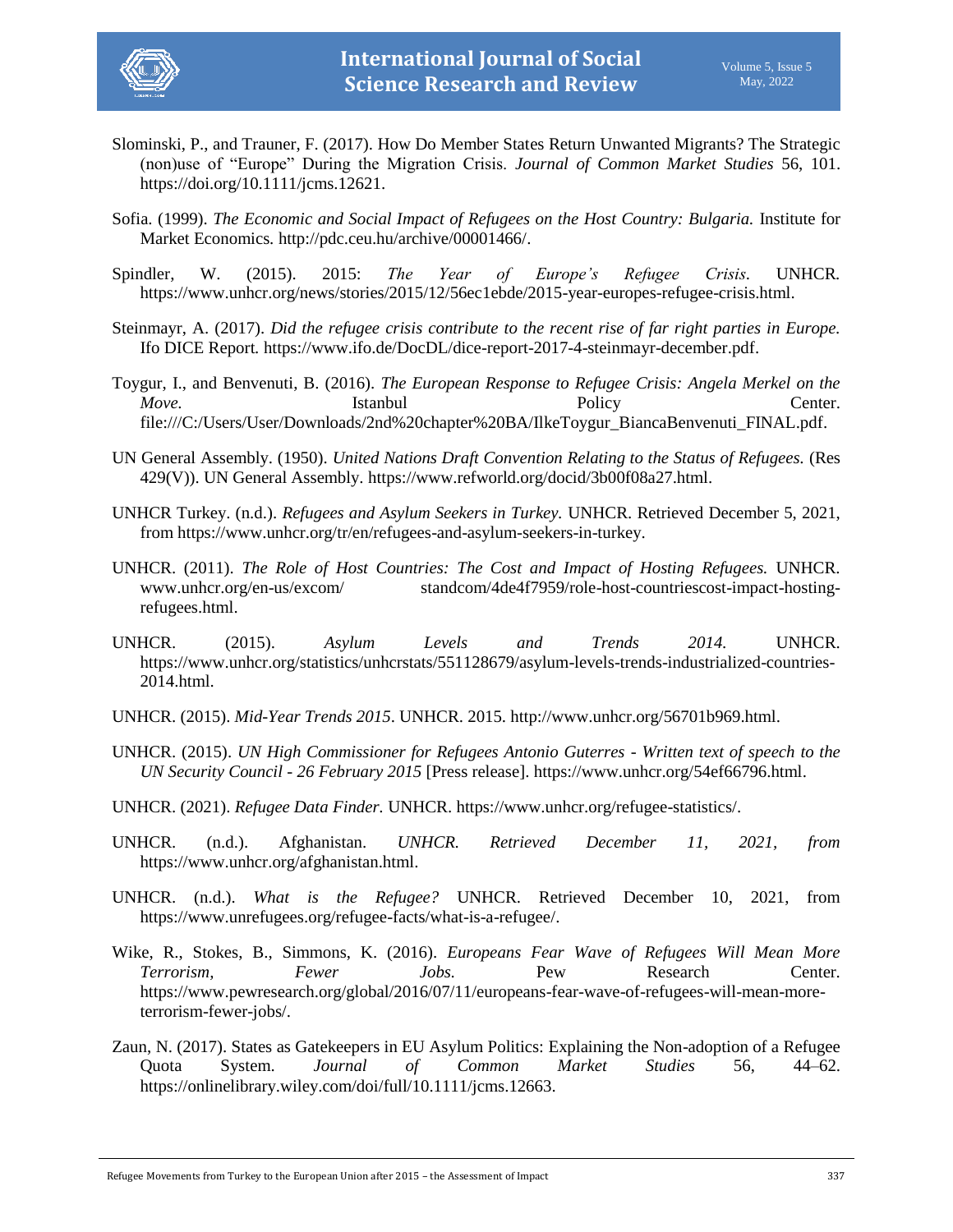Slominski, P., and Trauner, F. (2017). How Do Member States Return Unwanted Migrants? The Strategic (non)use of "Europe" During the Migration Crisis. *Journal of Common Market Studies* 56, 101. https://doi.org/10.1111/jcms.12621.

Sofia. (1999). *The Economic and Social Impact of Refugees on the Host Country: Bulgaria.* Institute for Market Economics. http://pdc.ceu.hu/archive/00001466/.

Spindler, W. (2015). 2015: *The Year of Europe's Refugee Crisis*. UNHCR. https://www.unhcr.org/news/stories/2015/12/56ec1ebde/2015-year-europes-refugee-crisis.html.

Steinmayr, A. (2017). *Did the refugee crisis contribute to the recent rise of far right parties in Europe.* Ifo DICE Report. https://www.ifo.de/DocDL/dice-report-2017-4-steinmayr-december.pdf.

Toygur, I., and Benvenuti, B. (2016). *The European Response to Refugee Crisis: Angela Merkel on the Move.* Istanbul Policy Center. file:///C:/Users/User/Downloads/2nd%20chapter%20BA/IlkeToygur_BiancaBenvenuti_FINAL.pdf.

UN General Assembly. (1950). *United Nations Draft Convention Relating to the Status of Refugees.* (Res 429(V)). UN General Assembly. https://www.refworld.org/docid/3b00f08a27.html.

UNHCR Turkey. (n.d.). *Refugees and Asylum Seekers in Turkey.* UNHCR. Retrieved December 5, 2021, from https://www.unhcr.org/tr/en/refugees-and-asylum-seekers-in-turkey.

UNHCR. (2011). *The Role of Host Countries: The Cost and Impact of Hosting Refugees.* UNHCR. www.unhcr.org/en-us/excom/ standcom/4de4f7959/role-host-countriescost-impact-hosting-refugees.html.

UNHCR. (2015). *Asylum Levels and Trends 2014.* UNHCR. https://www.unhcr.org/statistics/unhcrstats/551128679/asylum-levels-trends-industrialized-countries-2014.html.

UNHCR. (2015). *Mid-Year Trends 2015*. UNHCR. 2015. http://www.unhcr.org/56701b969.html.

UNHCR. (2015). *UN High Commissioner for Refugees Antonio Guterres - Written text of speech to the UN Security Council - 26 February 2015* [Press release]. https://www.unhcr.org/54ef66796.html.

UNHCR. (2021). *Refugee Data Finder.* UNHCR. https://www.unhcr.org/refugee-statistics/.

UNHCR. (n.d.). Afghanistan. *UNHCR. Retrieved December 11, 2021, from* https://www.unhcr.org/afghanistan.html.

UNHCR. (n.d.). *What is the Refugee?* UNHCR. Retrieved December 10, 2021, from https://www.unrefugees.org/refugee-facts/what-is-a-refugee/.

Wike, R., Stokes, B., Simmons, K. (2016). *Europeans Fear Wave of Refugees Will Mean More Terrorism, Fewer Jobs.* Pew Research Center. https://www.pewresearch.org/global/2016/07/11/europeans-fear-wave-of-refugees-will-mean-more-terrorism-fewer-jobs/.

Zaun, N. (2017). States as Gatekeepers in EU Asylum Politics: Explaining the Non-adoption of a Refugee Quota System. *Journal of Common Market Studies* 56, 44–62. https://onlinelibrary.wiley.com/doi/full/10.1111/jcms.12663.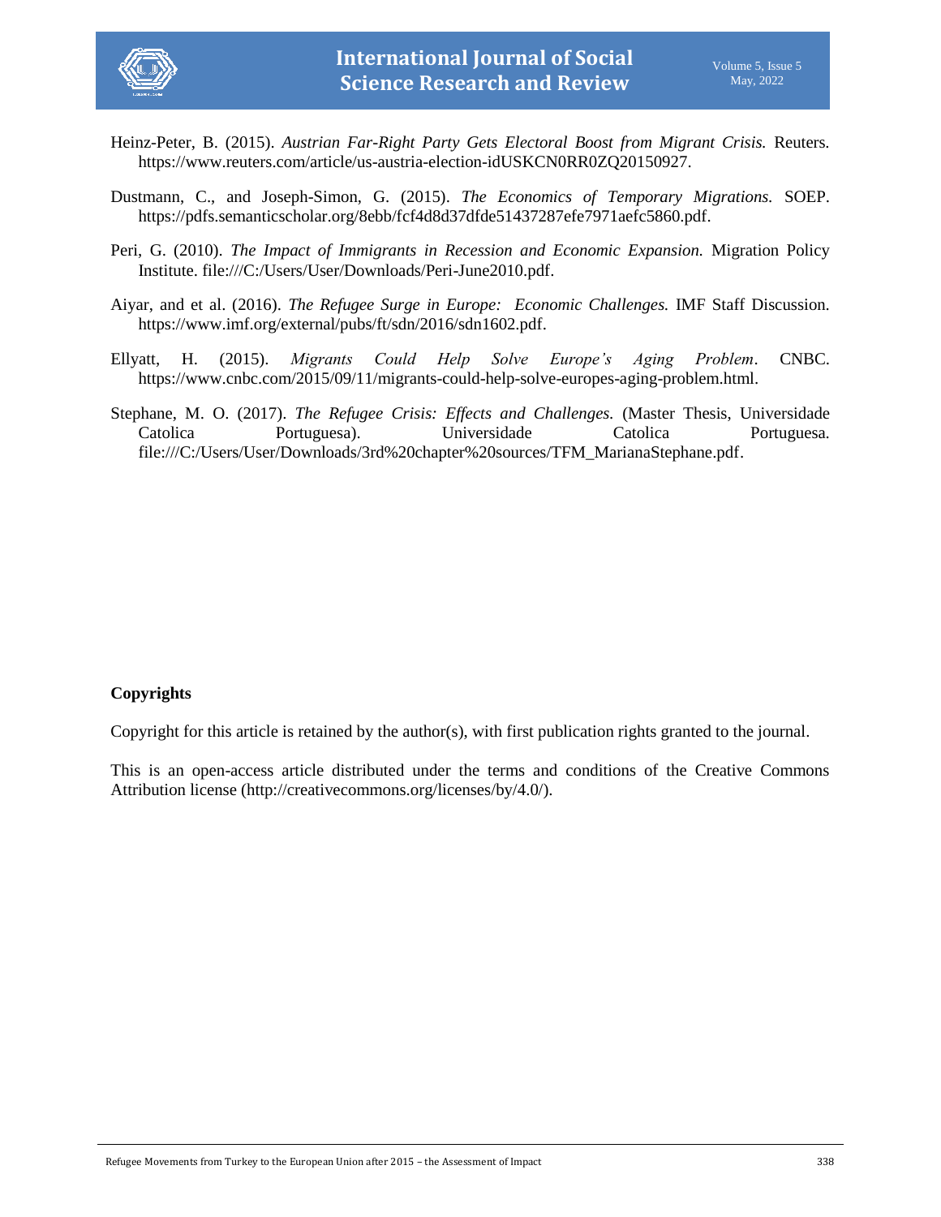Heinz-Peter, B. (2015). *Austrian Far-Right Party Gets Electoral Boost from Migrant Crisis.* Reuters. https://www.reuters.com/article/us-austria-election-idUSKCN0RR0ZQ20150927.

Dustmann, C., and Joseph-Simon, G. (2015). *The Economics of Temporary Migrations.* SOEP. https://pdfs.semanticscholar.org/8ebb/fcf4d8d37dfde51437287efe7971aefc5860.pdf.

Peri, G. (2010). *The Impact of Immigrants in Recession and Economic Expansion.* Migration Policy Institute. file:///C:/Users/User/Downloads/Peri-June2010.pdf.

Aiyar, and et al. (2016). *The Refugee Surge in Europe: Economic Challenges.* IMF Staff Discussion. https://www.imf.org/external/pubs/ft/sdn/2016/sdn1602.pdf.

Ellyatt, H. (2015). *Migrants Could Help Solve Europe's Aging Problem*. CNBC. https://www.cnbc.com/2015/09/11/migrants-could-help-solve-europes-aging-problem.html.

Stephane, M. O. (2017). *The Refugee Crisis: Effects and Challenges.* (Master Thesis, Universidade Catolica Portuguesa). Universidade Catolica Portuguesa. file:///C:/Users/User/Downloads/3rd%20chapter%20sources/TFM_MarianaStephane.pdf.

**Copyrights**

Copyright for this article is retained by the author(s), with first publication rights granted to the journal.

This is an open-access article distributed under the terms and conditions of the Creative Commons Attribution license (http://creativecommons.org/licenses/by/4.0/).